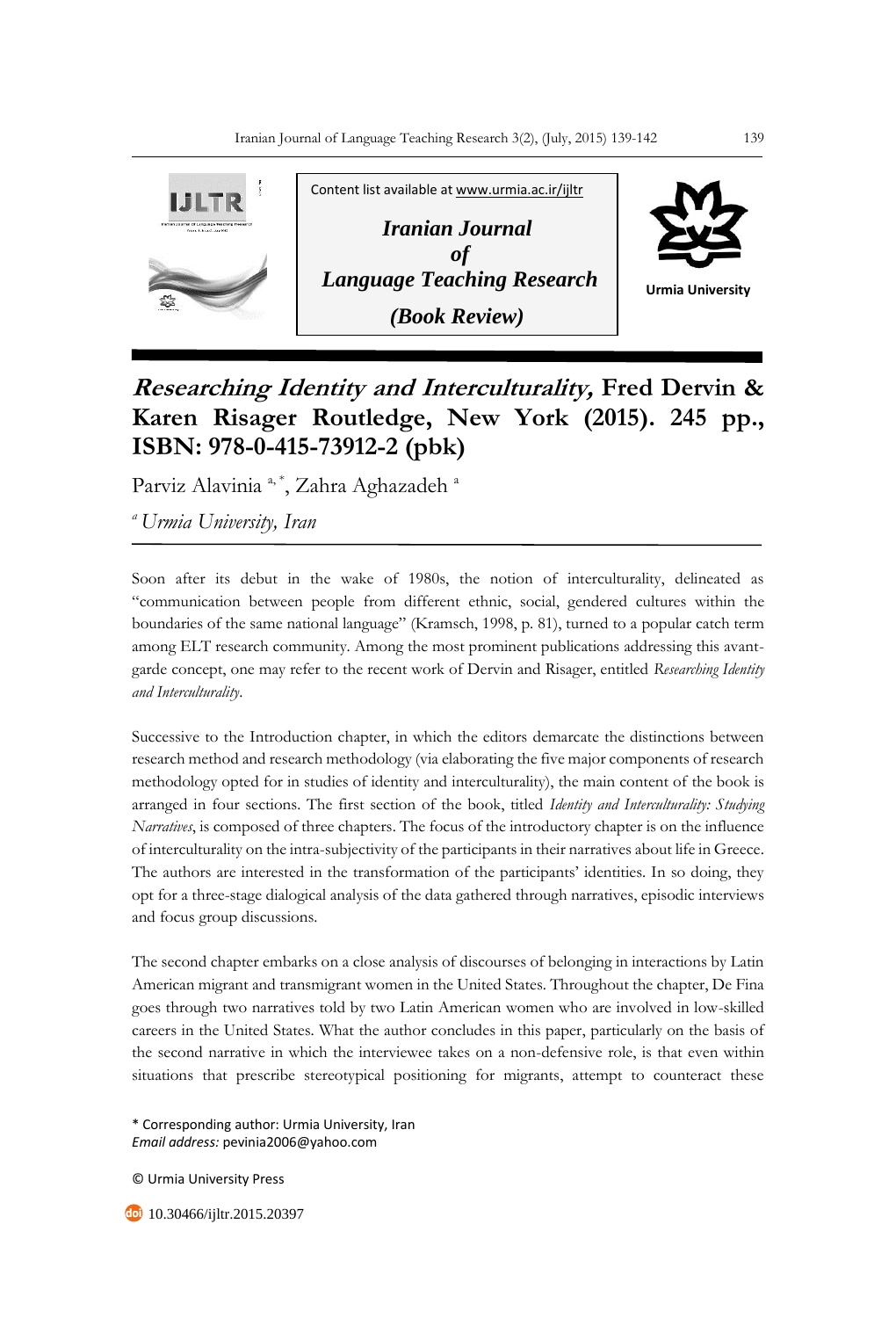Content list available at www.urmia.ac.ir/ijltr

**Iranian Journal of Language Teaching Research**

***(Book Review)***

Urmia University

# *Researching Identity and Interculturality,* Fred Dervin & Karen Risager Routledge, New York (2015). 245 pp., ISBN: 978-0-415-73912-2 (pbk)

Parviz Alavinia [a,*], Zahra Aghazadeh [a]

[a] *Urmia University, Iran*

Soon after its debut in the wake of 1980s, the notion of interculturality, delineated as "communication between people from different ethnic, social, gendered cultures within the boundaries of the same national language" (Kramsch, 1998, p. 81), turned to a popular catch term among ELT research community. Among the most prominent publications addressing this avant-garde concept, one may refer to the recent work of Dervin and Risager, entitled *Researching Identity and Interculturality*.

Successive to the Introduction chapter, in which the editors demarcate the distinctions between research method and research methodology (via elaborating the five major components of research methodology opted for in studies of identity and interculturality), the main content of the book is arranged in four sections. The first section of the book, titled *Identity and Interculturality: Studying Narratives*, is composed of three chapters. The focus of the introductory chapter is on the influence of interculturality on the intra-subjectivity of the participants in their narratives about life in Greece. The authors are interested in the transformation of the participants' identities. In so doing, they opt for a three-stage dialogical analysis of the data gathered through narratives, episodic interviews and focus group discussions.

The second chapter embarks on a close analysis of discourses of belonging in interactions by Latin American migrant and transmigrant women in the United States. Throughout the chapter, De Fina goes through two narratives told by two Latin American women who are involved in low-skilled careers in the United States. What the author concludes in this paper, particularly on the basis of the second narrative in which the interviewee takes on a non-defensive role, is that even within situations that prescribe stereotypical positioning for migrants, attempt to counteract these

\* Corresponding author: Urmia University, Iran
*Email address:* pevinia2006@yahoo.com

© Urmia University Press

10.30466/ijltr.2015.20397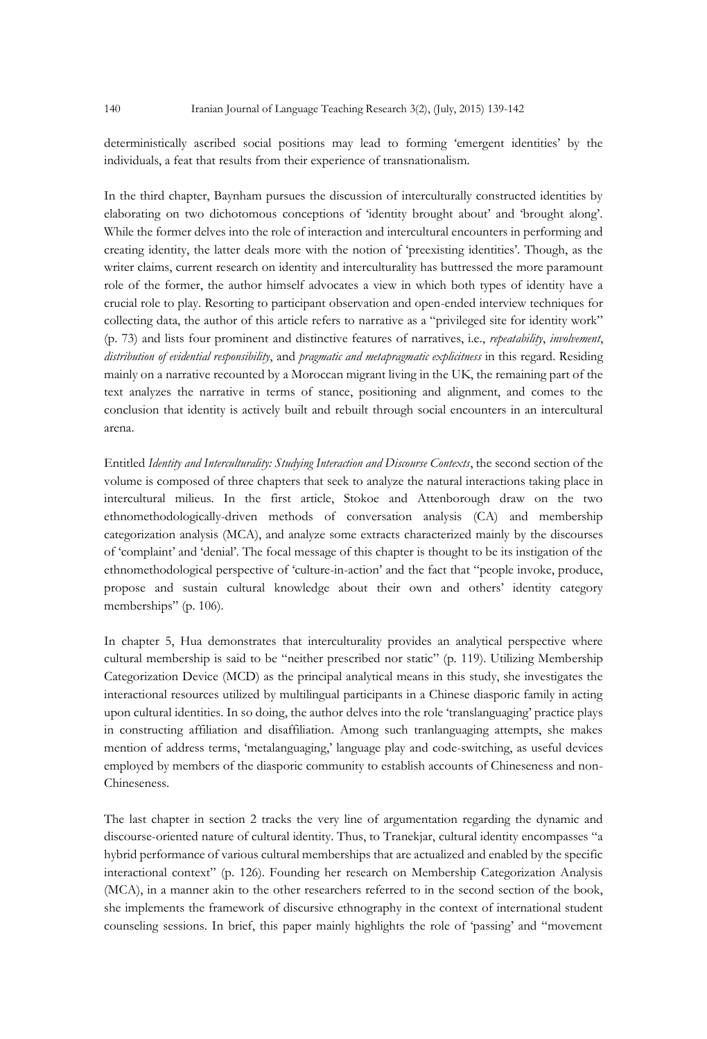deterministically ascribed social positions may lead to forming 'emergent identities' by the individuals, a feat that results from their experience of transnationalism.

In the third chapter, Baynham pursues the discussion of interculturally constructed identities by elaborating on two dichotomous conceptions of 'identity brought about' and 'brought along'. While the former delves into the role of interaction and intercultural encounters in performing and creating identity, the latter deals more with the notion of 'preexisting identities'. Though, as the writer claims, current research on identity and interculturality has buttressed the more paramount role of the former, the author himself advocates a view in which both types of identity have a crucial role to play. Resorting to participant observation and open-ended interview techniques for collecting data, the author of this article refers to narrative as a "privileged site for identity work" (p. 73) and lists four prominent and distinctive features of narratives, i.e., *repeatability*, *involvement*, *distribution of evidential responsibility*, and *pragmatic and metapragmatic explicitness* in this regard. Residing mainly on a narrative recounted by a Moroccan migrant living in the UK, the remaining part of the text analyzes the narrative in terms of stance, positioning and alignment, and comes to the conclusion that identity is actively built and rebuilt through social encounters in an intercultural arena.

Entitled *Identity and Interculturality: Studying Interaction and Discourse Contexts*, the second section of the volume is composed of three chapters that seek to analyze the natural interactions taking place in intercultural milieus. In the first article, Stokoe and Attenborough draw on the two ethnomethodologically-driven methods of conversation analysis (CA) and membership categorization analysis (MCA), and analyze some extracts characterized mainly by the discourses of 'complaint' and 'denial'. The focal message of this chapter is thought to be its instigation of the ethnomethodological perspective of 'culture-in-action' and the fact that "people invoke, produce, propose and sustain cultural knowledge about their own and others' identity category memberships" (p. 106).

In chapter 5, Hua demonstrates that interculturality provides an analytical perspective where cultural membership is said to be "neither prescribed nor static" (p. 119). Utilizing Membership Categorization Device (MCD) as the principal analytical means in this study, she investigates the interactional resources utilized by multilingual participants in a Chinese diasporic family in acting upon cultural identities. In so doing, the author delves into the role 'translanguaging' practice plays in constructing affiliation and disaffiliation. Among such tranlanguaging attempts, she makes mention of address terms, 'metalanguaging,' language play and code-switching, as useful devices employed by members of the diasporic community to establish accounts of Chineseness and non-Chineseness.

The last chapter in section 2 tracks the very line of argumentation regarding the dynamic and discourse-oriented nature of cultural identity. Thus, to Tranekjar, cultural identity encompasses "a hybrid performance of various cultural memberships that are actualized and enabled by the specific interactional context" (p. 126). Founding her research on Membership Categorization Analysis (MCA), in a manner akin to the other researchers referred to in the second section of the book, she implements the framework of discursive ethnography in the context of international student counseling sessions. In brief, this paper mainly highlights the role of 'passing' and "movement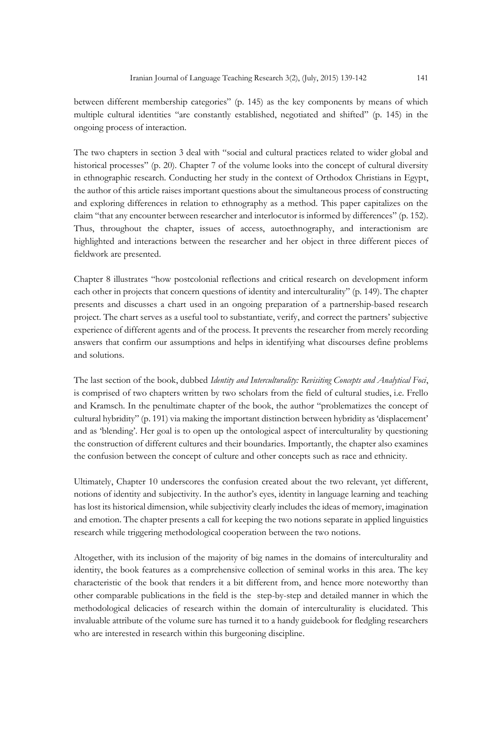between different membership categories" (p. 145) as the key components by means of which multiple cultural identities "are constantly established, negotiated and shifted" (p. 145) in the ongoing process of interaction.

The two chapters in section 3 deal with "social and cultural practices related to wider global and historical processes" (p. 20). Chapter 7 of the volume looks into the concept of cultural diversity in ethnographic research. Conducting her study in the context of Orthodox Christians in Egypt, the author of this article raises important questions about the simultaneous process of constructing and exploring differences in relation to ethnography as a method. This paper capitalizes on the claim "that any encounter between researcher and interlocutor is informed by differences" (p. 152). Thus, throughout the chapter, issues of access, autoethnography, and interactionism are highlighted and interactions between the researcher and her object in three different pieces of fieldwork are presented.

Chapter 8 illustrates "how postcolonial reflections and critical research on development inform each other in projects that concern questions of identity and interculturality" (p. 149). The chapter presents and discusses a chart used in an ongoing preparation of a partnership-based research project. The chart serves as a useful tool to substantiate, verify, and correct the partners' subjective experience of different agents and of the process. It prevents the researcher from merely recording answers that confirm our assumptions and helps in identifying what discourses define problems and solutions.

The last section of the book, dubbed *Identity and Interculturality: Revisiting Concepts and Analytical Foci*, is comprised of two chapters written by two scholars from the field of cultural studies, i.e. Frello and Kramsch. In the penultimate chapter of the book, the author "problematizes the concept of cultural hybridity" (p. 191) via making the important distinction between hybridity as 'displacement' and as 'blending'. Her goal is to open up the ontological aspect of interculturality by questioning the construction of different cultures and their boundaries. Importantly, the chapter also examines the confusion between the concept of culture and other concepts such as race and ethnicity.

Ultimately, Chapter 10 underscores the confusion created about the two relevant, yet different, notions of identity and subjectivity. In the author's eyes, identity in language learning and teaching has lost its historical dimension, while subjectivity clearly includes the ideas of memory, imagination and emotion. The chapter presents a call for keeping the two notions separate in applied linguistics research while triggering methodological cooperation between the two notions.

Altogether, with its inclusion of the majority of big names in the domains of interculturality and identity, the book features as a comprehensive collection of seminal works in this area. The key characteristic of the book that renders it a bit different from, and hence more noteworthy than other comparable publications in the field is the step-by-step and detailed manner in which the methodological delicacies of research within the domain of interculturality is elucidated. This invaluable attribute of the volume sure has turned it to a handy guidebook for fledgling researchers who are interested in research within this burgeoning discipline.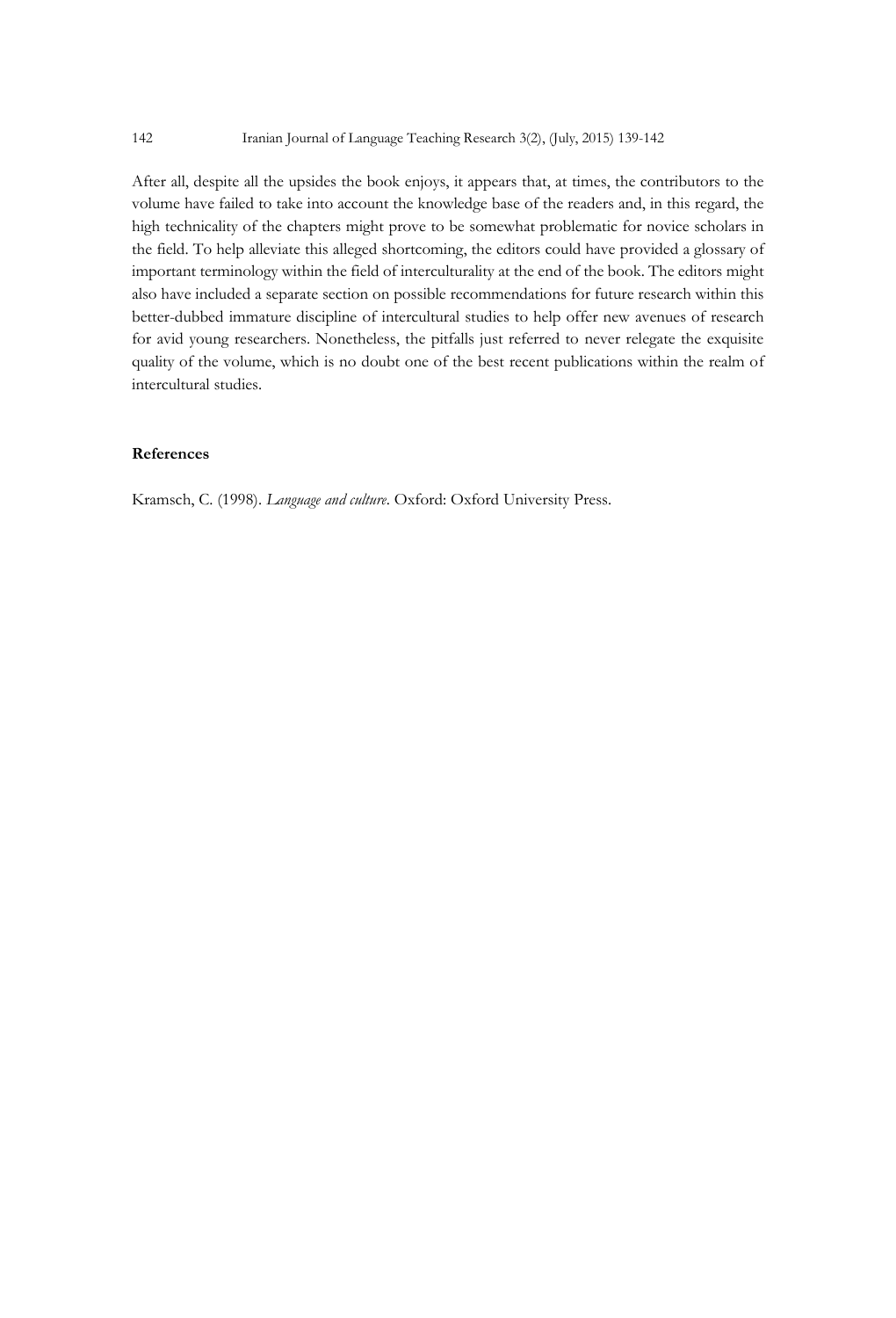After all, despite all the upsides the book enjoys, it appears that, at times, the contributors to the volume have failed to take into account the knowledge base of the readers and, in this regard, the high technicality of the chapters might prove to be somewhat problematic for novice scholars in the field. To help alleviate this alleged shortcoming, the editors could have provided a glossary of important terminology within the field of interculturality at the end of the book. The editors might also have included a separate section on possible recommendations for future research within this better-dubbed immature discipline of intercultural studies to help offer new avenues of research for avid young researchers. Nonetheless, the pitfalls just referred to never relegate the exquisite quality of the volume, which is no doubt one of the best recent publications within the realm of intercultural studies.

### References

Kramsch, C. (1998). *Language and culture*. Oxford: Oxford University Press.